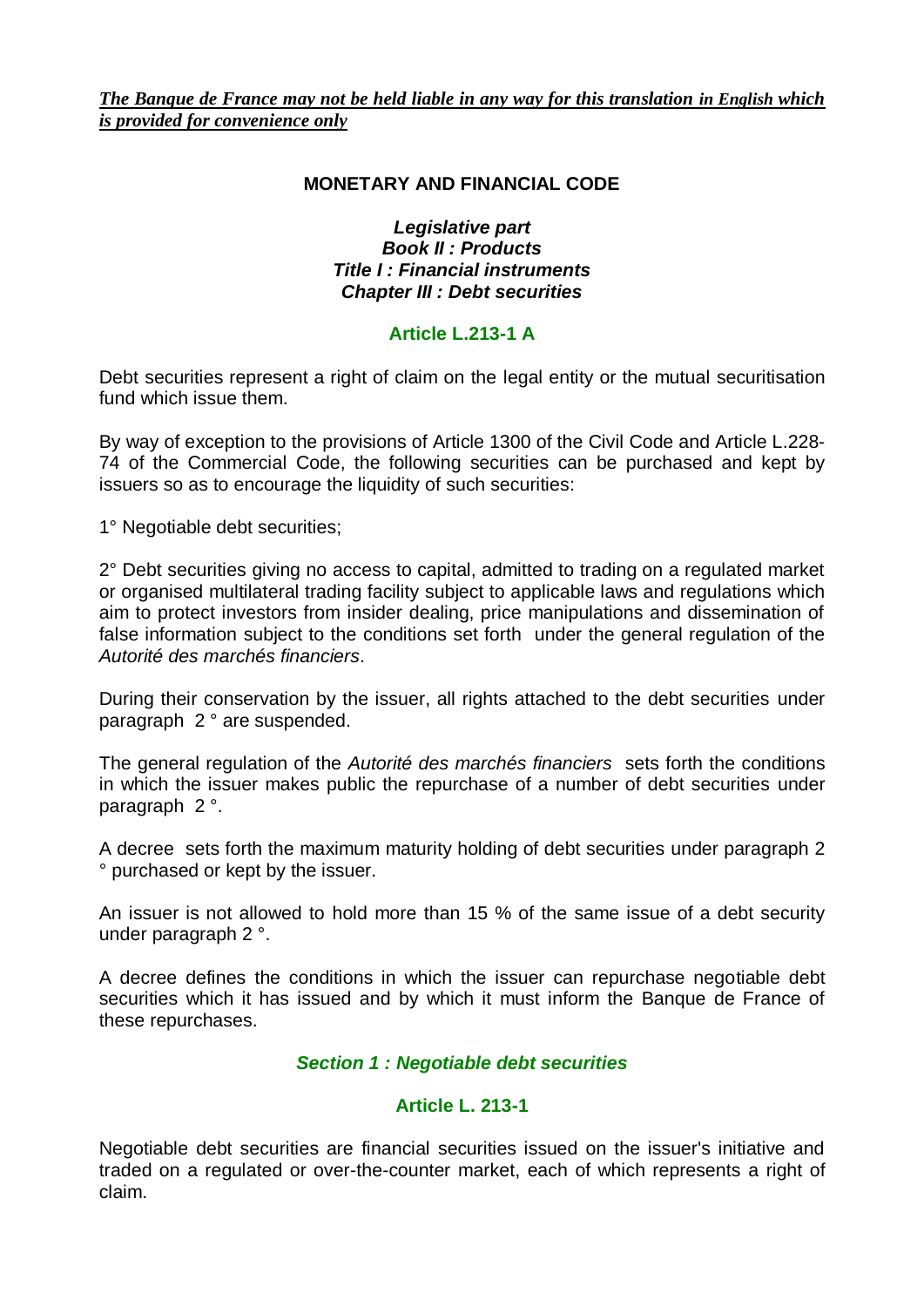***The Banque de France may not be held liable in any way for this translation in English which is provided for convenience only***

## MONETARY AND FINANCIAL CODE

***Legislative part***
***Book II : Products***
***Title I : Financial instruments***
***Chapter III : Debt securities***

### Article L.213-1 A

Debt securities represent a right of claim on the legal entity or the mutual securitisation fund which issue them.

By way of exception to the provisions of Article 1300 of the Civil Code and Article L.228-74 of the Commercial Code, the following securities can be purchased and kept by issuers so as to encourage the liquidity of such securities:

1° Negotiable debt securities;

2° Debt securities giving no access to capital, admitted to trading on a regulated market or organised multilateral trading facility subject to applicable laws and regulations which aim to protect investors from insider dealing, price manipulations and dissemination of false information subject to the conditions set forth under the general regulation of the *Autorité des marchés financiers*.

During their conservation by the issuer, all rights attached to the debt securities under paragraph 2 ° are suspended.

The general regulation of the *Autorité des marchés financiers* sets forth the conditions in which the issuer makes public the repurchase of a number of debt securities under paragraph 2 °.

A decree sets forth the maximum maturity holding of debt securities under paragraph 2 ° purchased or kept by the issuer.

An issuer is not allowed to hold more than 15 % of the same issue of a debt security under paragraph 2 °.

A decree defines the conditions in which the issuer can repurchase negotiable debt securities which it has issued and by which it must inform the Banque de France of these repurchases.

### *Section 1 : Negotiable debt securities*

### Article L. 213-1

Negotiable debt securities are financial securities issued on the issuer's initiative and traded on a regulated or over-the-counter market, each of which represents a right of claim.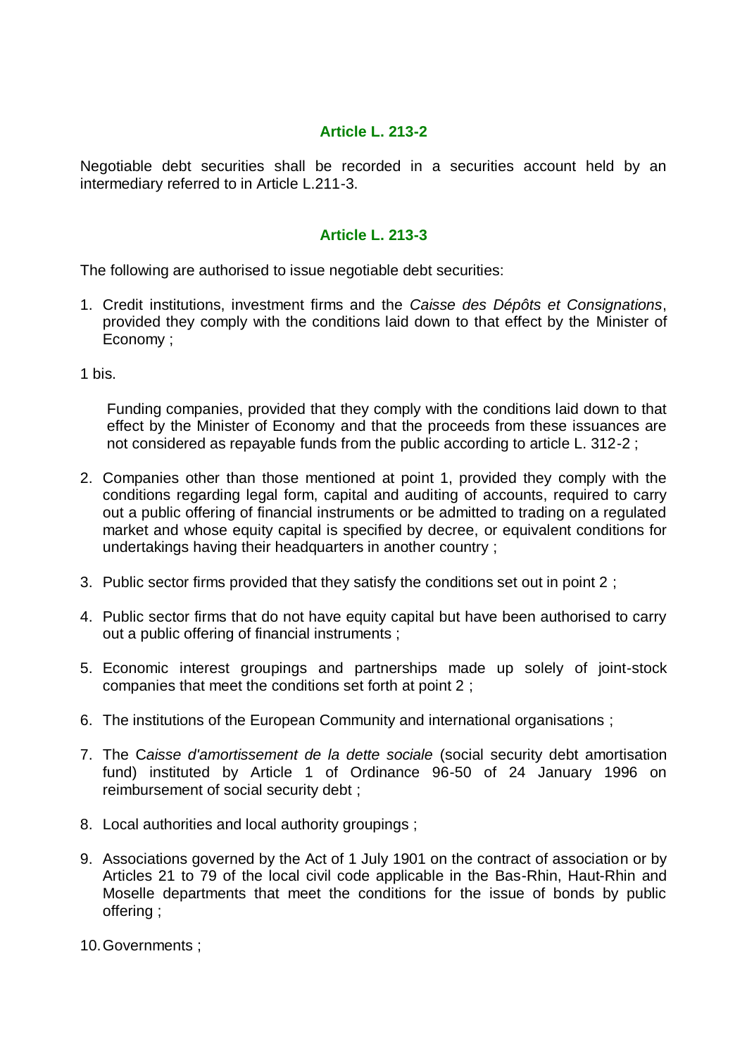### **Article L. 213-2**

Negotiable debt securities shall be recorded in a securities account held by an intermediary referred to in Article L.211-3.

### **Article L. 213-3**

The following are authorised to issue negotiable debt securities:

1. Credit institutions, investment firms and the *Caisse des Dépôts et Consignations*, provided they comply with the conditions laid down to that effect by the Minister of Economy ;

1 bis.

Funding companies, provided that they comply with the conditions laid down to that effect by the Minister of Economy and that the proceeds from these issuances are not considered as repayable funds from the public according to article L. 312-2 ;

2. Companies other than those mentioned at point 1, provided they comply with the conditions regarding legal form, capital and auditing of accounts, required to carry out a public offering of financial instruments or be admitted to trading on a regulated market and whose equity capital is specified by decree, or equivalent conditions for undertakings having their headquarters in another country ;
3. Public sector firms provided that they satisfy the conditions set out in point 2 ;
4. Public sector firms that do not have equity capital but have been authorised to carry out a public offering of financial instruments ;
5. Economic interest groupings and partnerships made up solely of joint-stock companies that meet the conditions set forth at point 2 ;
6. The institutions of the European Community and international organisations ;
7. The C*aisse d'amortissement de la dette sociale* (social security debt amortisation fund) instituted by Article 1 of Ordinance 96-50 of 24 January 1996 on reimbursement of social security debt ;
8. Local authorities and local authority groupings ;
9. Associations governed by the Act of 1 July 1901 on the contract of association or by Articles 21 to 79 of the local civil code applicable in the Bas-Rhin, Haut-Rhin and Moselle departments that meet the conditions for the issue of bonds by public offering ;
10. Governments ;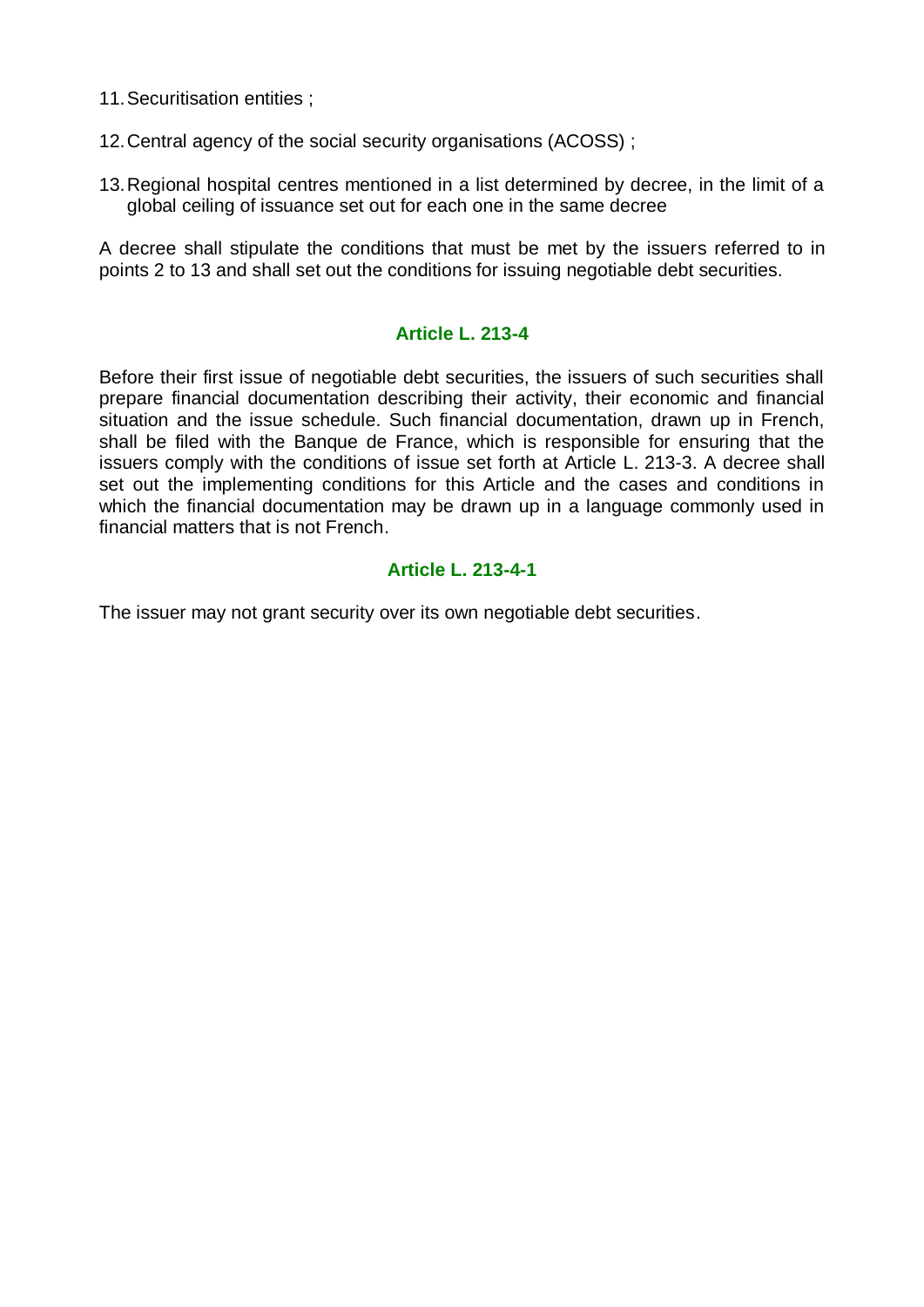11. Securitisation entities ;
12. Central agency of the social security organisations (ACOSS) ;
13. Regional hospital centres mentioned in a list determined by decree, in the limit of a global ceiling of issuance set out for each one in the same decree

A decree shall stipulate the conditions that must be met by the issuers referred to in points 2 to 13 and shall set out the conditions for issuing negotiable debt securities.

### Article L. 213-4

Before their first issue of negotiable debt securities, the issuers of such securities shall prepare financial documentation describing their activity, their economic and financial situation and the issue schedule. Such financial documentation, drawn up in French, shall be filed with the Banque de France, which is responsible for ensuring that the issuers comply with the conditions of issue set forth at Article L. 213-3. A decree shall set out the implementing conditions for this Article and the cases and conditions in which the financial documentation may be drawn up in a language commonly used in financial matters that is not French.

### Article L. 213-4-1

The issuer may not grant security over its own negotiable debt securities.